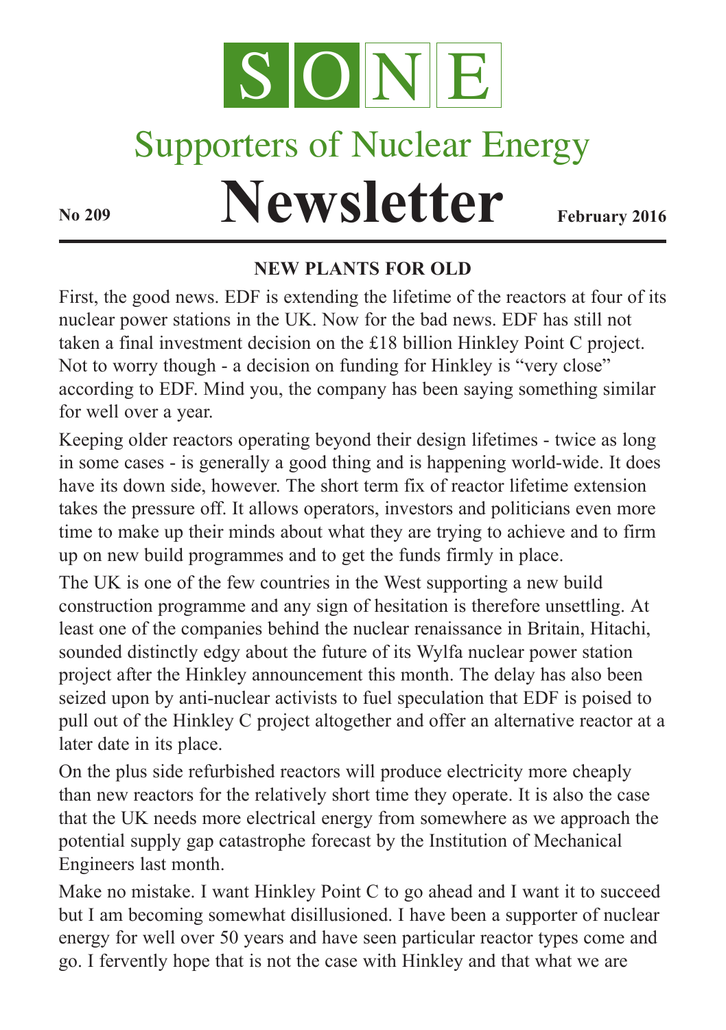# SONE

## Supporters of Nuclear Energy

# Newsletter

**No 209** **February 2016**

### NEW PLANTS FOR OLD

First, the good news. EDF is extending the lifetime of the reactors at four of its nuclear power stations in the UK. Now for the bad news. EDF has still not taken a final investment decision on the £18 billion Hinkley Point C project. Not to worry though - a decision on funding for Hinkley is "very close" according to EDF. Mind you, the company has been saying something similar for well over a year.

Keeping older reactors operating beyond their design lifetimes - twice as long in some cases - is generally a good thing and is happening world-wide. It does have its down side, however. The short term fix of reactor lifetime extension takes the pressure off. It allows operators, investors and politicians even more time to make up their minds about what they are trying to achieve and to firm up on new build programmes and to get the funds firmly in place.

The UK is one of the few countries in the West supporting a new build construction programme and any sign of hesitation is therefore unsettling. At least one of the companies behind the nuclear renaissance in Britain, Hitachi, sounded distinctly edgy about the future of its Wylfa nuclear power station project after the Hinkley announcement this month. The delay has also been seized upon by anti-nuclear activists to fuel speculation that EDF is poised to pull out of the Hinkley C project altogether and offer an alternative reactor at a later date in its place.

On the plus side refurbished reactors will produce electricity more cheaply than new reactors for the relatively short time they operate. It is also the case that the UK needs more electrical energy from somewhere as we approach the potential supply gap catastrophe forecast by the Institution of Mechanical Engineers last month.

Make no mistake. I want Hinkley Point C to go ahead and I want it to succeed but I am becoming somewhat disillusioned. I have been a supporter of nuclear energy for well over 50 years and have seen particular reactor types come and go. I fervently hope that is not the case with Hinkley and that what we are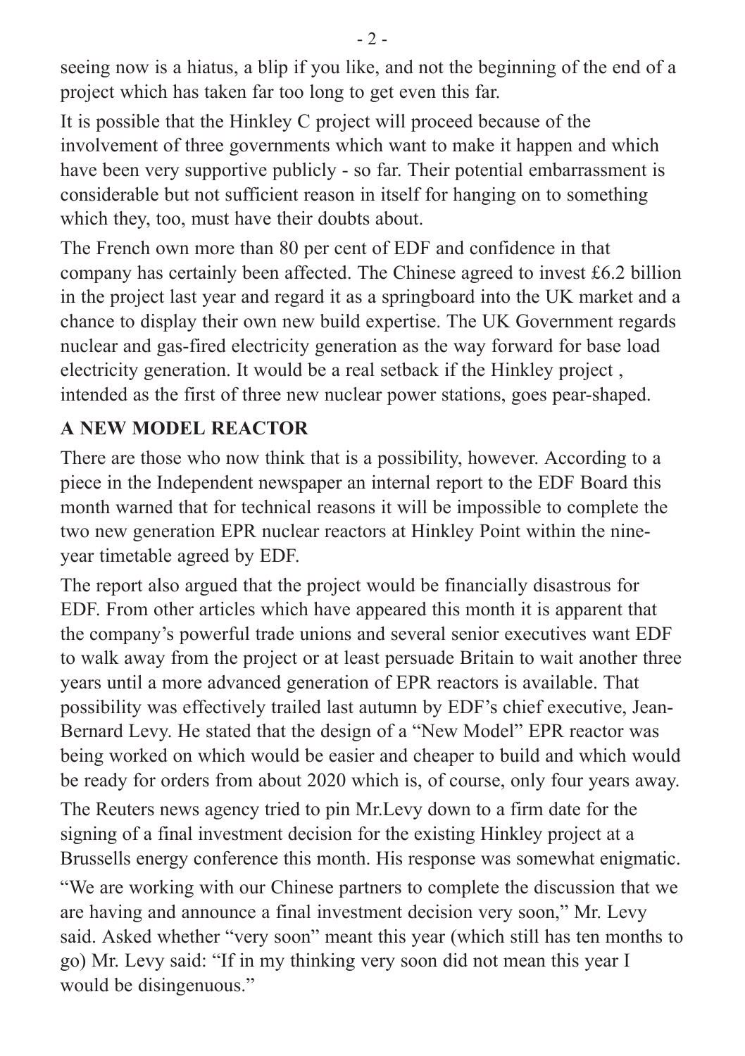seeing now is a hiatus, a blip if you like, and not the beginning of the end of a project which has taken far too long to get even this far.

It is possible that the Hinkley C project will proceed because of the involvement of three governments which want to make it happen and which have been very supportive publicly - so far. Their potential embarrassment is considerable but not sufficient reason in itself for hanging on to something which they, too, must have their doubts about.

The French own more than 80 per cent of EDF and confidence in that company has certainly been affected. The Chinese agreed to invest £6.2 billion in the project last year and regard it as a springboard into the UK market and a chance to display their own new build expertise. The UK Government regards nuclear and gas-fired electricity generation as the way forward for base load electricity generation. It would be a real setback if the Hinkley project , intended as the first of three new nuclear power stations, goes pear-shaped.

## A NEW MODEL REACTOR

There are those who now think that is a possibility, however. According to a piece in the Independent newspaper an internal report to the EDF Board this month warned that for technical reasons it will be impossible to complete the two new generation EPR nuclear reactors at Hinkley Point within the nine-year timetable agreed by EDF.

The report also argued that the project would be financially disastrous for EDF. From other articles which have appeared this month it is apparent that the company's powerful trade unions and several senior executives want EDF to walk away from the project or at least persuade Britain to wait another three years until a more advanced generation of EPR reactors is available. That possibility was effectively trailed last autumn by EDF's chief executive, Jean-Bernard Levy. He stated that the design of a "New Model" EPR reactor was being worked on which would be easier and cheaper to build and which would be ready for orders from about 2020 which is, of course, only four years away.

The Reuters news agency tried to pin Mr.Levy down to a firm date for the signing of a final investment decision for the existing Hinkley project at a Brussells energy conference this month. His response was somewhat enigmatic.

"We are working with our Chinese partners to complete the discussion that we are having and announce a final investment decision very soon," Mr. Levy said. Asked whether "very soon" meant this year (which still has ten months to go) Mr. Levy said: "If in my thinking very soon did not mean this year I would be disingenuous."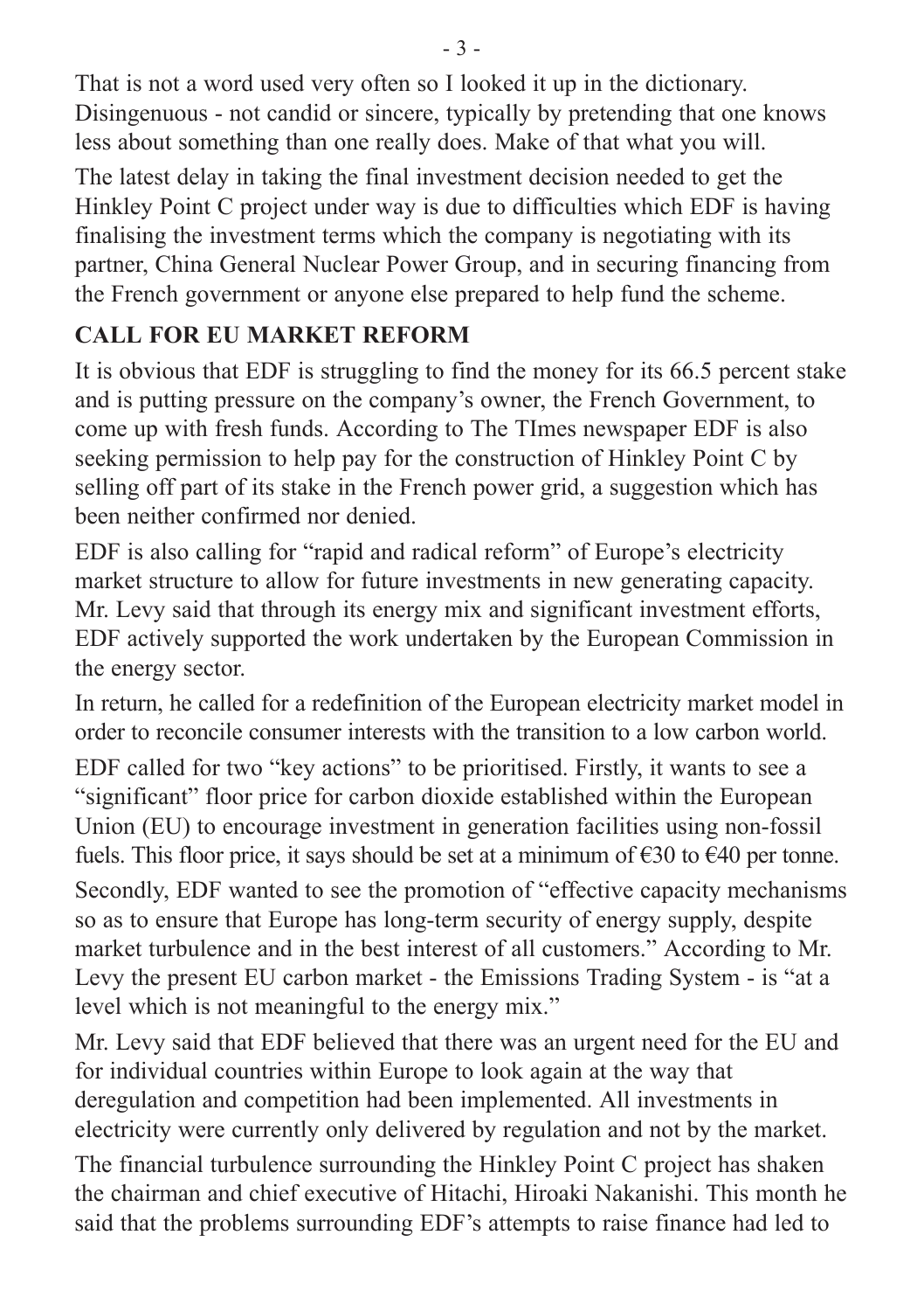That is not a word used very often so I looked it up in the dictionary. Disingenuous - not candid or sincere, typically by pretending that one knows less about something than one really does. Make of that what you will.

The latest delay in taking the final investment decision needed to get the Hinkley Point C project under way is due to difficulties which EDF is having finalising the investment terms which the company is negotiating with its partner, China General Nuclear Power Group, and in securing financing from the French government or anyone else prepared to help fund the scheme.

## CALL FOR EU MARKET REFORM

It is obvious that EDF is struggling to find the money for its 66.5 percent stake and is putting pressure on the company's owner, the French Government, to come up with fresh funds. According to The TImes newspaper EDF is also seeking permission to help pay for the construction of Hinkley Point C by selling off part of its stake in the French power grid, a suggestion which has been neither confirmed nor denied.

EDF is also calling for "rapid and radical reform" of Europe's electricity market structure to allow for future investments in new generating capacity. Mr. Levy said that through its energy mix and significant investment efforts, EDF actively supported the work undertaken by the European Commission in the energy sector.

In return, he called for a redefinition of the European electricity market model in order to reconcile consumer interests with the transition to a low carbon world.

EDF called for two "key actions" to be prioritised. Firstly, it wants to see a "significant" floor price for carbon dioxide established within the European Union (EU) to encourage investment in generation facilities using non-fossil fuels. This floor price, it says should be set at a minimum of €30 to €40 per tonne.

Secondly, EDF wanted to see the promotion of "effective capacity mechanisms so as to ensure that Europe has long-term security of energy supply, despite market turbulence and in the best interest of all customers." According to Mr. Levy the present EU carbon market - the Emissions Trading System - is "at a level which is not meaningful to the energy mix."

Mr. Levy said that EDF believed that there was an urgent need for the EU and for individual countries within Europe to look again at the way that deregulation and competition had been implemented. All investments in electricity were currently only delivered by regulation and not by the market.

The financial turbulence surrounding the Hinkley Point C project has shaken the chairman and chief executive of Hitachi, Hiroaki Nakanishi. This month he said that the problems surrounding EDF's attempts to raise finance had led to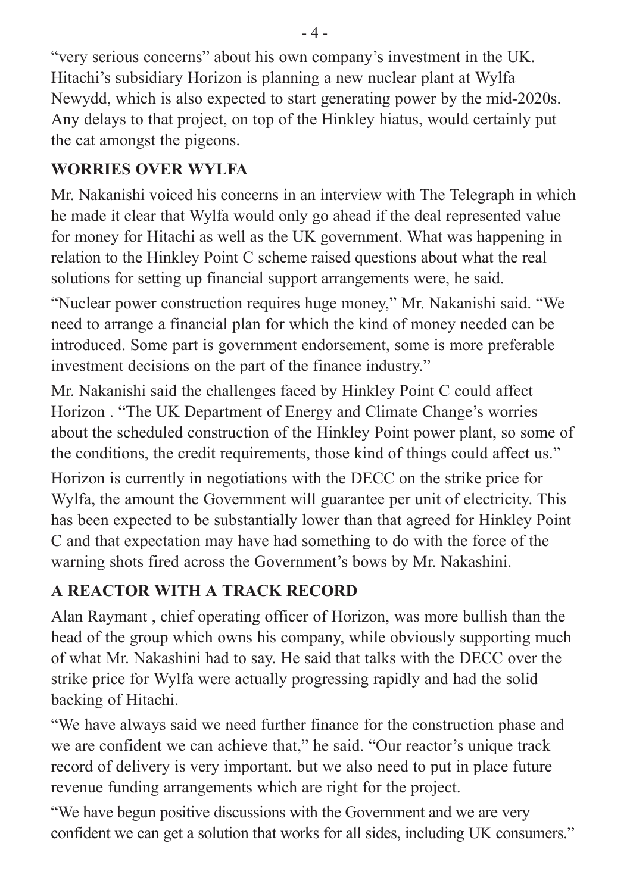"very serious concerns" about his own company's investment in the UK. Hitachi's subsidiary Horizon is planning a new nuclear plant at Wylfa Newydd, which is also expected to start generating power by the mid-2020s. Any delays to that project, on top of the Hinkley hiatus, would certainly put the cat amongst the pigeons.

## WORRIES OVER WYLFA

Mr. Nakanishi voiced his concerns in an interview with The Telegraph in which he made it clear that Wylfa would only go ahead if the deal represented value for money for Hitachi as well as the UK government. What was happening in relation to the Hinkley Point C scheme raised questions about what the real solutions for setting up financial support arrangements were, he said.

"Nuclear power construction requires huge money," Mr. Nakanishi said. "We need to arrange a financial plan for which the kind of money needed can be introduced. Some part is government endorsement, some is more preferable investment decisions on the part of the finance industry."

Mr. Nakanishi said the challenges faced by Hinkley Point C could affect Horizon . "The UK Department of Energy and Climate Change's worries about the scheduled construction of the Hinkley Point power plant, so some of the conditions, the credit requirements, those kind of things could affect us."

Horizon is currently in negotiations with the DECC on the strike price for Wylfa, the amount the Government will guarantee per unit of electricity. This has been expected to be substantially lower than that agreed for Hinkley Point C and that expectation may have had something to do with the force of the warning shots fired across the Government's bows by Mr. Nakashini.

## A REACTOR WITH A TRACK RECORD

Alan Raymant , chief operating officer of Horizon, was more bullish than the head of the group which owns his company, while obviously supporting much of what Mr. Nakashini had to say. He said that talks with the DECC over the strike price for Wylfa were actually progressing rapidly and had the solid backing of Hitachi.

"We have always said we need further finance for the construction phase and we are confident we can achieve that," he said. "Our reactor's unique track record of delivery is very important. but we also need to put in place future revenue funding arrangements which are right for the project.

"We have begun positive discussions with the Government and we are very confident we can get a solution that works for all sides, including UK consumers."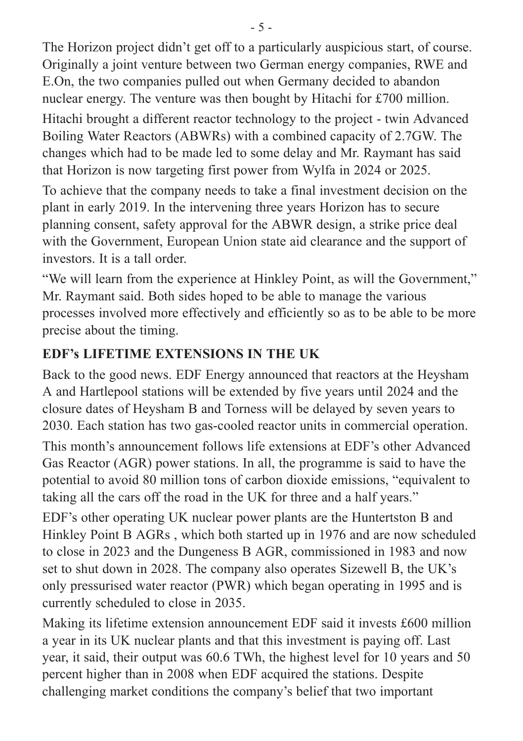The Horizon project didn't get off to a particularly auspicious start, of course. Originally a joint venture between two German energy companies, RWE and E.On, the two companies pulled out when Germany decided to abandon nuclear energy. The venture was then bought by Hitachi for £700 million.

Hitachi brought a different reactor technology to the project - twin Advanced Boiling Water Reactors (ABWRs) with a combined capacity of 2.7GW. The changes which had to be made led to some delay and Mr. Raymant has said that Horizon is now targeting first power from Wylfa in 2024 or 2025.

To achieve that the company needs to take a final investment decision on the plant in early 2019. In the intervening three years Horizon has to secure planning consent, safety approval for the ABWR design, a strike price deal with the Government, European Union state aid clearance and the support of investors. It is a tall order.

"We will learn from the experience at Hinkley Point, as will the Government," Mr. Raymant said. Both sides hoped to be able to manage the various processes involved more effectively and efficiently so as to be able to be more precise about the timing.

## EDF's LIFETIME EXTENSIONS IN THE UK

Back to the good news. EDF Energy announced that reactors at the Heysham A and Hartlepool stations will be extended by five years until 2024 and the closure dates of Heysham B and Torness will be delayed by seven years to 2030. Each station has two gas-cooled reactor units in commercial operation.

This month's announcement follows life extensions at EDF's other Advanced Gas Reactor (AGR) power stations. In all, the programme is said to have the potential to avoid 80 million tons of carbon dioxide emissions, "equivalent to taking all the cars off the road in the UK for three and a half years."

EDF's other operating UK nuclear power plants are the Huntertston B and Hinkley Point B AGRs , which both started up in 1976 and are now scheduled to close in 2023 and the Dungeness B AGR, commissioned in 1983 and now set to shut down in 2028. The company also operates Sizewell B, the UK's only pressurised water reactor (PWR) which began operating in 1995 and is currently scheduled to close in 2035.

Making its lifetime extension announcement EDF said it invests £600 million a year in its UK nuclear plants and that this investment is paying off. Last year, it said, their output was 60.6 TWh, the highest level for 10 years and 50 percent higher than in 2008 when EDF acquired the stations. Despite challenging market conditions the company's belief that two important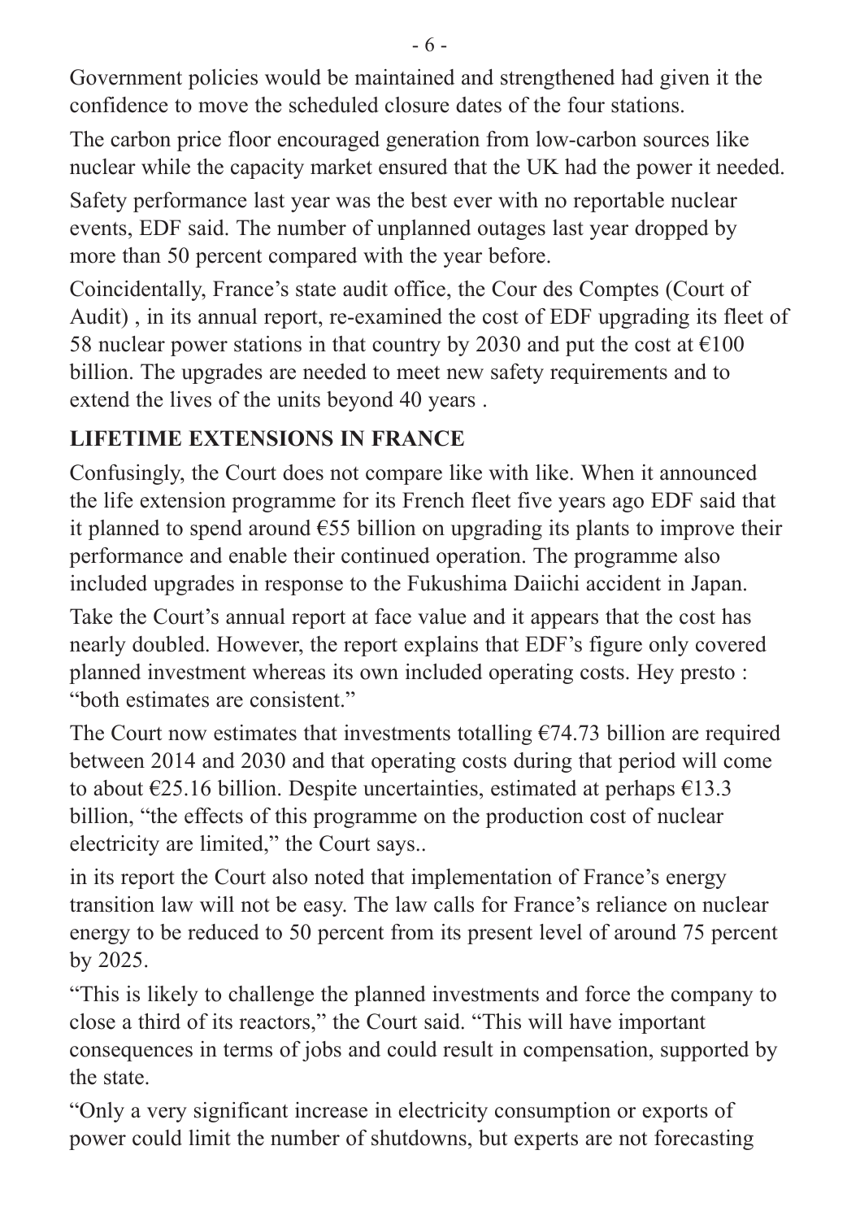Government policies would be maintained and strengthened had given it the confidence to move the scheduled closure dates of the four stations.

The carbon price floor encouraged generation from low-carbon sources like nuclear while the capacity market ensured that the UK had the power it needed.

Safety performance last year was the best ever with no reportable nuclear events, EDF said. The number of unplanned outages last year dropped by more than 50 percent compared with the year before.

Coincidentally, France's state audit office, the Cour des Comptes (Court of Audit) , in its annual report, re-examined the cost of EDF upgrading its fleet of 58 nuclear power stations in that country by 2030 and put the cost at €100 billion. The upgrades are needed to meet new safety requirements and to extend the lives of the units beyond 40 years .

## LIFETIME EXTENSIONS IN FRANCE

Confusingly, the Court does not compare like with like. When it announced the life extension programme for its French fleet five years ago EDF said that it planned to spend around €55 billion on upgrading its plants to improve their performance and enable their continued operation. The programme also included upgrades in response to the Fukushima Daiichi accident in Japan.

Take the Court's annual report at face value and it appears that the cost has nearly doubled. However, the report explains that EDF's figure only covered planned investment whereas its own included operating costs. Hey presto : "both estimates are consistent."

The Court now estimates that investments totalling €74.73 billion are required between 2014 and 2030 and that operating costs during that period will come to about €25.16 billion. Despite uncertainties, estimated at perhaps €13.3 billion, "the effects of this programme on the production cost of nuclear electricity are limited," the Court says..

in its report the Court also noted that implementation of France's energy transition law will not be easy. The law calls for France's reliance on nuclear energy to be reduced to 50 percent from its present level of around 75 percent by 2025.

"This is likely to challenge the planned investments and force the company to close a third of its reactors," the Court said. "This will have important consequences in terms of jobs and could result in compensation, supported by the state.

"Only a very significant increase in electricity consumption or exports of power could limit the number of shutdowns, but experts are not forecasting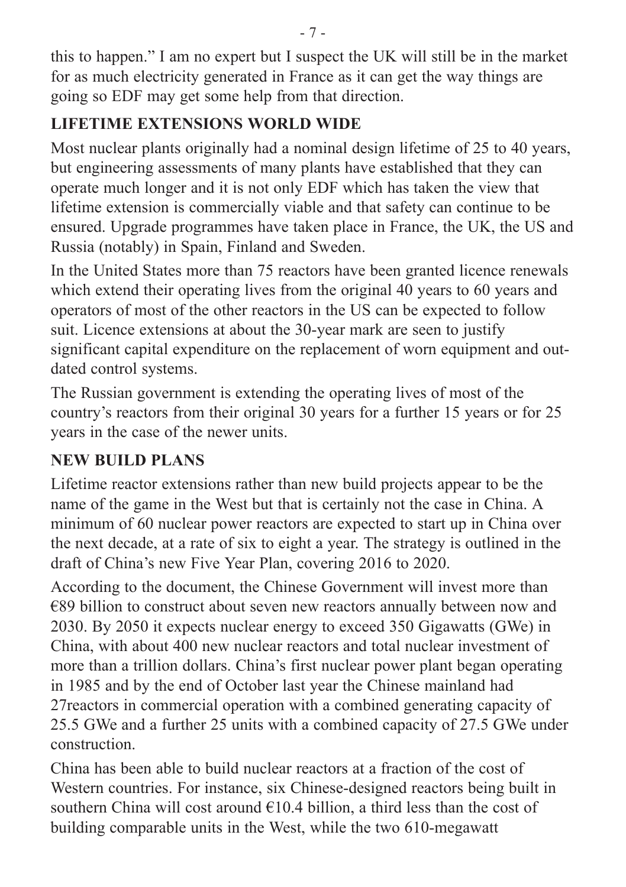this to happen." I am no expert but I suspect the UK will still be in the market for as much electricity generated in France as it can get the way things are going so EDF may get some help from that direction.

## LIFETIME EXTENSIONS WORLD WIDE

Most nuclear plants originally had a nominal design lifetime of 25 to 40 years, but engineering assessments of many plants have established that they can operate much longer and it is not only EDF which has taken the view that lifetime extension is commercially viable and that safety can continue to be ensured. Upgrade programmes have taken place in France, the UK, the US and Russia (notably) in Spain, Finland and Sweden.

In the United States more than 75 reactors have been granted licence renewals which extend their operating lives from the original 40 years to 60 years and operators of most of the other reactors in the US can be expected to follow suit. Licence extensions at about the 30-year mark are seen to justify significant capital expenditure on the replacement of worn equipment and out-dated control systems.

The Russian government is extending the operating lives of most of the country's reactors from their original 30 years for a further 15 years or for 25 years in the case of the newer units.

## NEW BUILD PLANS

Lifetime reactor extensions rather than new build projects appear to be the name of the game in the West but that is certainly not the case in China. A minimum of 60 nuclear power reactors are expected to start up in China over the next decade, at a rate of six to eight a year. The strategy is outlined in the draft of China's new Five Year Plan, covering 2016 to 2020.

According to the document, the Chinese Government will invest more than €89 billion to construct about seven new reactors annually between now and 2030. By 2050 it expects nuclear energy to exceed 350 Gigawatts (GWe) in China, with about 400 new nuclear reactors and total nuclear investment of more than a trillion dollars. China's first nuclear power plant began operating in 1985 and by the end of October last year the Chinese mainland had 27reactors in commercial operation with a combined generating capacity of 25.5 GWe and a further 25 units with a combined capacity of 27.5 GWe under construction.

China has been able to build nuclear reactors at a fraction of the cost of Western countries. For instance, six Chinese-designed reactors being built in southern China will cost around €10.4 billion, a third less than the cost of building comparable units in the West, while the two 610-megawatt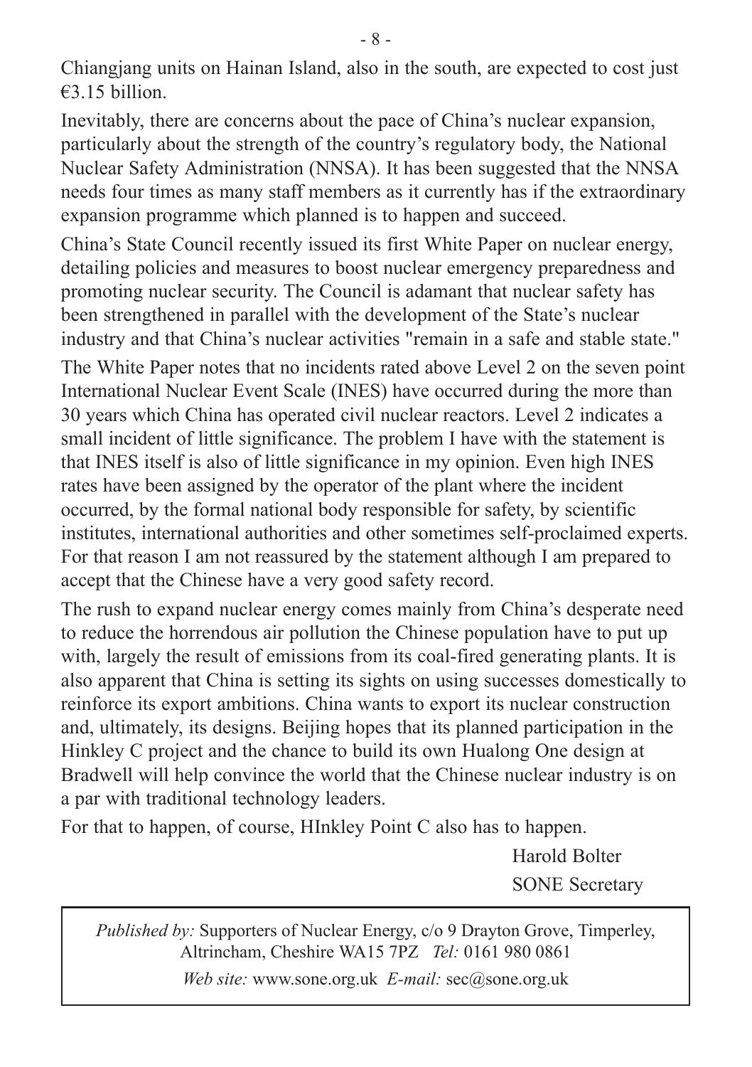Chiangjang units on Hainan Island, also in the south, are expected to cost just €3.15 billion.

Inevitably, there are concerns about the pace of China's nuclear expansion, particularly about the strength of the country's regulatory body, the National Nuclear Safety Administration (NNSA). It has been suggested that the NNSA needs four times as many staff members as it currently has if the extraordinary expansion programme which planned is to happen and succeed.

China's State Council recently issued its first White Paper on nuclear energy, detailing policies and measures to boost nuclear emergency preparedness and promoting nuclear security. The Council is adamant that nuclear safety has been strengthened in parallel with the development of the State's nuclear industry and that China's nuclear activities "remain in a safe and stable state."

The White Paper notes that no incidents rated above Level 2 on the seven point International Nuclear Event Scale (INES) have occurred during the more than 30 years which China has operated civil nuclear reactors. Level 2 indicates a small incident of little significance. The problem I have with the statement is that INES itself is also of little significance in my opinion. Even high INES rates have been assigned by the operator of the plant where the incident occurred, by the formal national body responsible for safety, by scientific institutes, international authorities and other sometimes self-proclaimed experts. For that reason I am not reassured by the statement although I am prepared to accept that the Chinese have a very good safety record.

The rush to expand nuclear energy comes mainly from China's desperate need to reduce the horrendous air pollution the Chinese population have to put up with, largely the result of emissions from its coal-fired generating plants. It is also apparent that China is setting its sights on using successes domestically to reinforce its export ambitions. China wants to export its nuclear construction and, ultimately, its designs. Beijing hopes that its planned participation in the Hinkley C project and the chance to build its own Hualong One design at Bradwell will help convince the world that the Chinese nuclear industry is on a par with traditional technology leaders.

For that to happen, of course, HInkley Point C also has to happen.

Harold Bolter
SONE Secretary

*Published by:* Supporters of Nuclear Energy, c/o 9 Drayton Grove, Timperley, Altrincham, Cheshire WA15 7PZ *Tel:* 0161 980 0861

*Web site:* www.sone.org.uk *E-mail:* sec@sone.org.uk